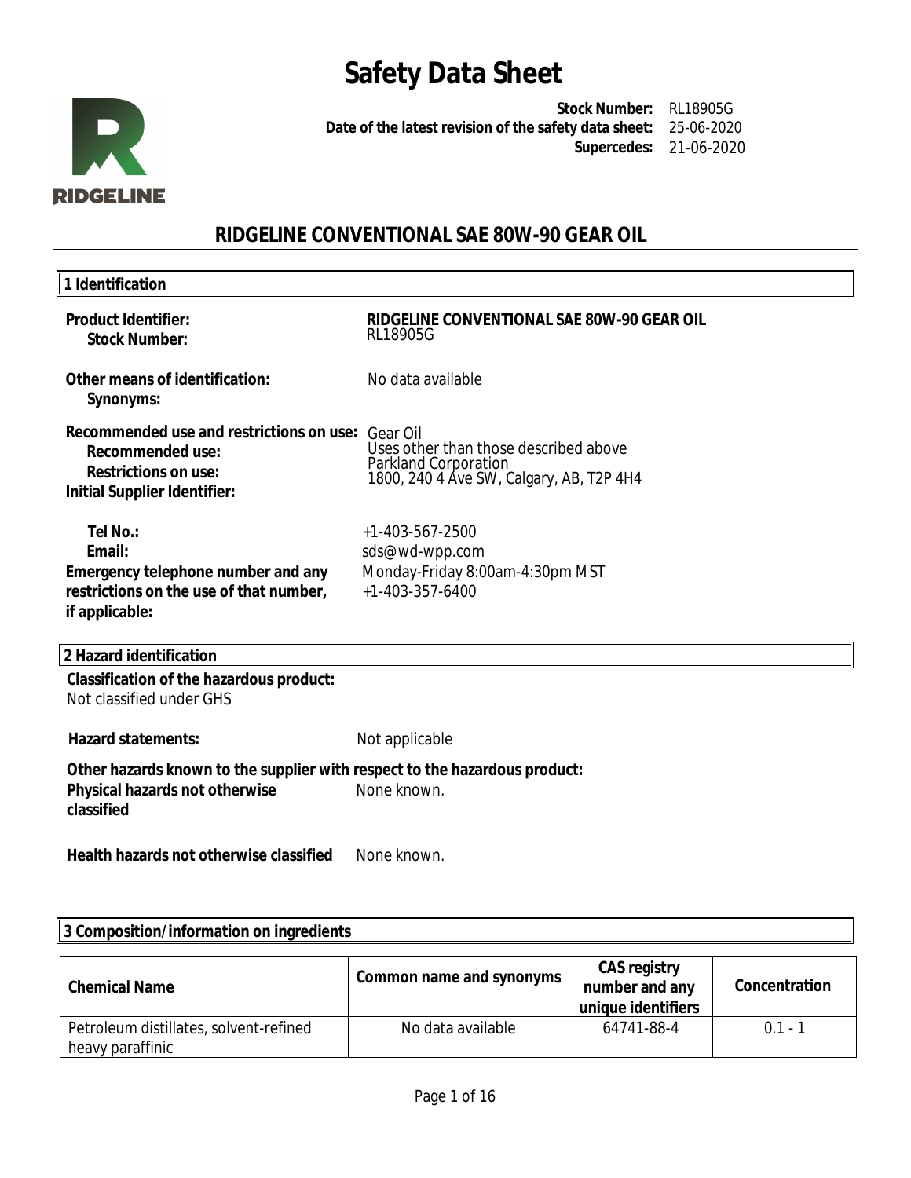# Safety Data Sheet

**Stock Number:** RL18905G
**Date of the latest revision of the safety data sheet:** 25-06-2020
**Supercedes:** 21-06-2020

## RIDGELINE CONVENTIONAL SAE 80W-90 GEAR OIL

## 1 Identification

**Product Identifier:** RIDGELINE CONVENTIONAL SAE 80W-90 GEAR OIL
**Stock Number:** RL18905G

**Other means of identification:**
**Synonyms:** No data available

**Recommended use and restrictions on use:**
**Recommended use:** Gear Oil
**Restrictions on use:** Uses other than those described above
**Initial Supplier Identifier:** Parkland Corporation
1800, 240 4 Ave SW, Calgary, AB, T2P 4H4

**Tel No.:** +1-403-567-2500
**Email:** sds@wd-wpp.com
Monday-Friday 8:00am-4:30pm MST
**Emergency telephone number and any restrictions on the use of that number, if applicable:** +1-403-357-6400

## 2 Hazard identification

**Classification of the hazardous product:**
Not classified under GHS

**Hazard statements:** Not applicable

**Other hazards known to the supplier with respect to the hazardous product:**
**Physical hazards not otherwise classified** None known.

**Health hazards not otherwise classified** None known.

## 3 Composition/information on ingredients

| Chemical Name | Common name and synonyms | CAS registry number and any unique identifiers | Concentration |
|---|---|---|---|
| Petroleum distillates, solvent-refined heavy paraffinic | No data available | 64741-88-4 | 0.1 - 1 |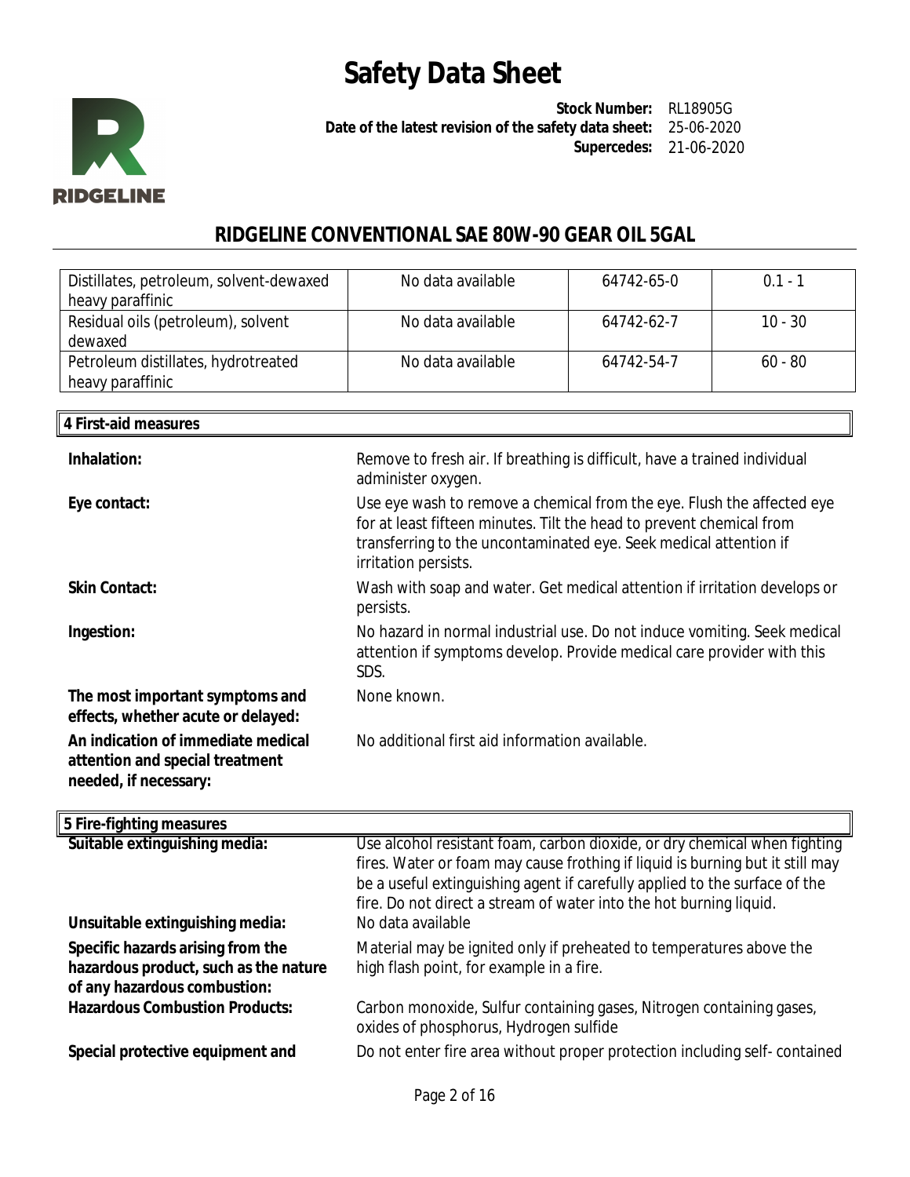| | | | |
|---|---|---|---|
| Distillates, petroleum, solvent-dewaxed heavy paraffinic | No data available | 64742-65-0 | 0.1 - 1 |
| Residual oils (petroleum), solvent dewaxed | No data available | 64742-62-7 | 10 - 30 |
| Petroleum distillates, hydrotreated heavy paraffinic | No data available | 64742-54-7 | 60 - 80 |

## 4 First-aid measures

**Inhalation:** Remove to fresh air. If breathing is difficult, have a trained individual administer oxygen.

**Eye contact:** Use eye wash to remove a chemical from the eye. Flush the affected eye for at least fifteen minutes. Tilt the head to prevent chemical from transferring to the uncontaminated eye. Seek medical attention if irritation persists.

**Skin Contact:** Wash with soap and water. Get medical attention if irritation develops or persists.

**Ingestion:** No hazard in normal industrial use. Do not induce vomiting. Seek medical attention if symptoms develop. Provide medical care provider with this SDS.

**The most important symptoms and effects, whether acute or delayed:** None known.

**An indication of immediate medical attention and special treatment needed, if necessary:** No additional first aid information available.

## 5 Fire-fighting measures

**Suitable extinguishing media:** Use alcohol resistant foam, carbon dioxide, or dry chemical when fighting fires. Water or foam may cause frothing if liquid is burning but it still may be a useful extinguishing agent if carefully applied to the surface of the fire. Do not direct a stream of water into the hot burning liquid.

**Unsuitable extinguishing media:** No data available

**Specific hazards arising from the hazardous product, such as the nature of any hazardous combustion:** Material may be ignited only if preheated to temperatures above the high flash point, for example in a fire.

**Hazardous Combustion Products:** Carbon monoxide, Sulfur containing gases, Nitrogen containing gases, oxides of phosphorus, Hydrogen sulfide

**Special protective equipment and** Do not enter fire area without proper protection including self- contained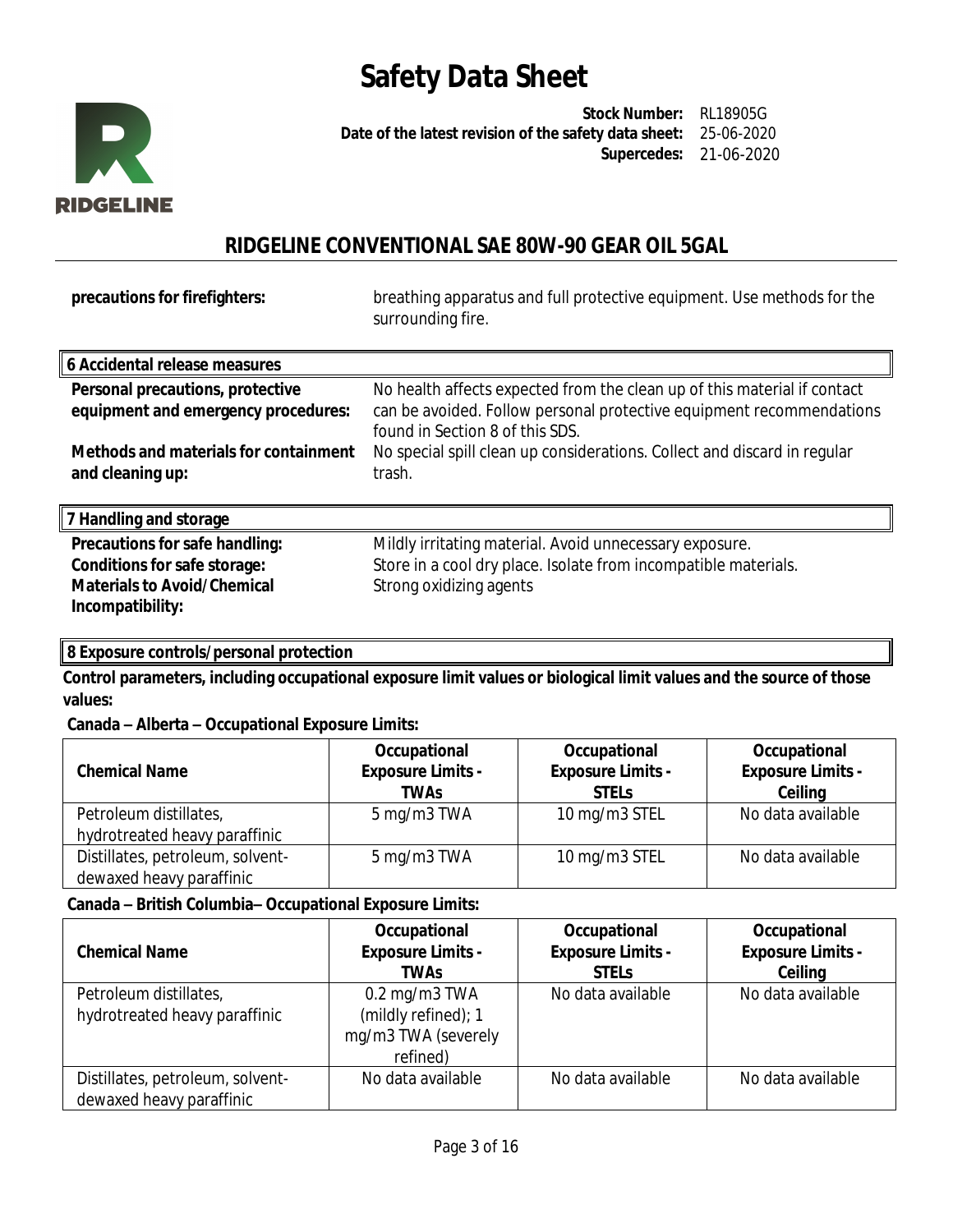**precautions for firefighters:** breathing apparatus and full protective equipment. Use methods for the surrounding fire.

## 6 Accidental release measures

**Personal precautions, protective equipment and emergency procedures:** No health affects expected from the clean up of this material if contact can be avoided. Follow personal protective equipment recommendations found in Section 8 of this SDS.

**Methods and materials for containment and cleaning up:** No special spill clean up considerations. Collect and discard in regular trash.

## 7 Handling and storage

**Precautions for safe handling:** Mildly irritating material. Avoid unnecessary exposure.

**Conditions for safe storage:** Store in a cool dry place. Isolate from incompatible materials.

**Materials to Avoid/Chemical Incompatibility:** Strong oxidizing agents

## 8 Exposure controls/personal protection

**Control parameters, including occupational exposure limit values or biological limit values and the source of those values:**

**Canada – Alberta – Occupational Exposure Limits:**

| Chemical Name | Occupational Exposure Limits - TWAs | Occupational Exposure Limits - STELs | Occupational Exposure Limits - Ceiling |
|---|---|---|---|
| Petroleum distillates, hydrotreated heavy paraffinic | 5 mg/m3 TWA | 10 mg/m3 STEL | No data available |
| Distillates, petroleum, solvent-dewaxed heavy paraffinic | 5 mg/m3 TWA | 10 mg/m3 STEL | No data available |

**Canada – British Columbia– Occupational Exposure Limits:**

| Chemical Name | Occupational Exposure Limits - TWAs | Occupational Exposure Limits - STELs | Occupational Exposure Limits - Ceiling |
|---|---|---|---|
| Petroleum distillates, hydrotreated heavy paraffinic | 0.2 mg/m3 TWA (mildly refined); 1 mg/m3 TWA (severely refined) | No data available | No data available |
| Distillates, petroleum, solvent-dewaxed heavy paraffinic | No data available | No data available | No data available |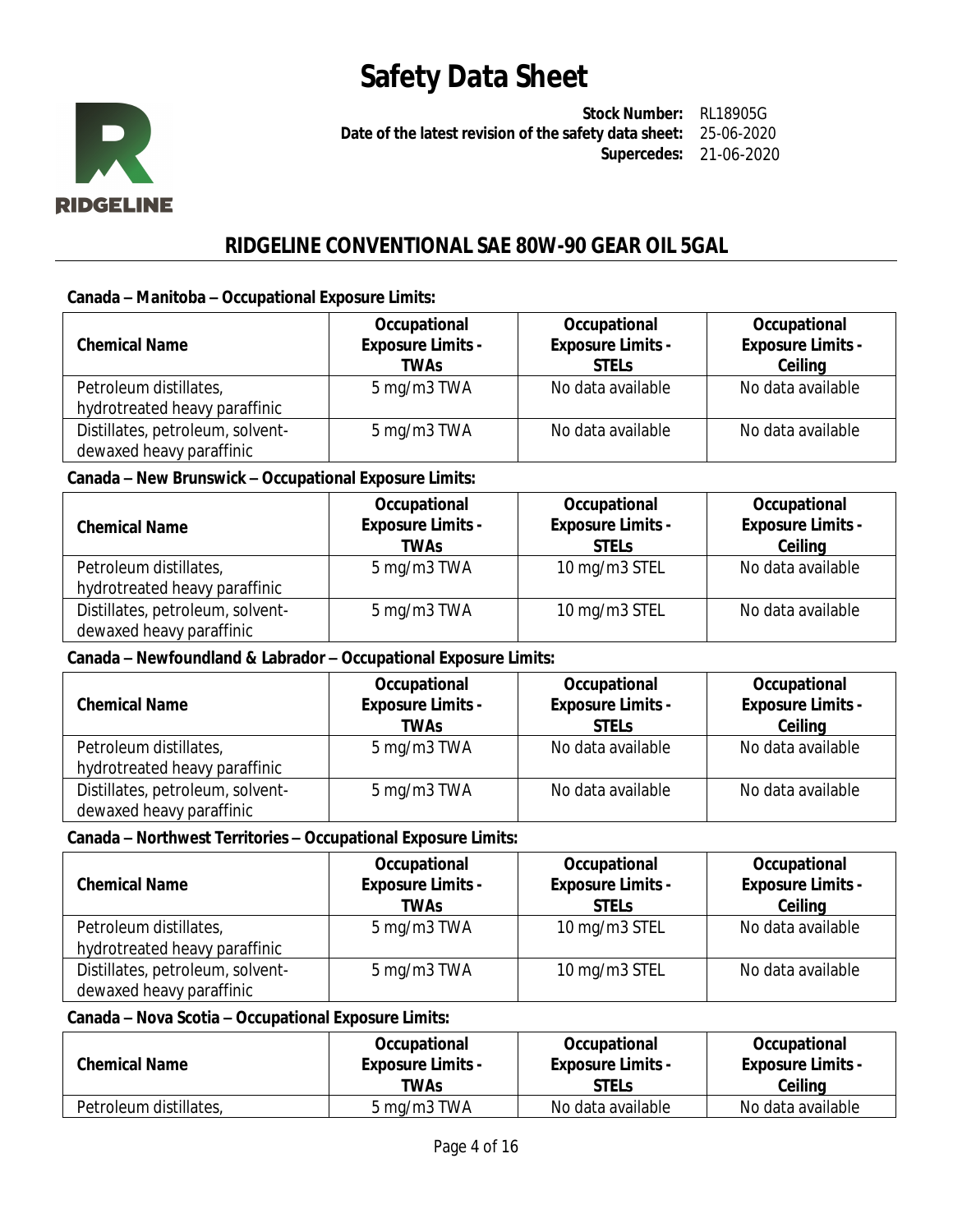**Canada – Manitoba – Occupational Exposure Limits:**

| Chemical Name | Occupational Exposure Limits - TWAs | Occupational Exposure Limits - STELs | Occupational Exposure Limits - Ceiling |
|---|---|---|---|
| Petroleum distillates, hydrotreated heavy paraffinic | 5 mg/m3 TWA | No data available | No data available |
| Distillates, petroleum, solvent-dewaxed heavy paraffinic | 5 mg/m3 TWA | No data available | No data available |

**Canada – New Brunswick – Occupational Exposure Limits:**

| Chemical Name | Occupational Exposure Limits - TWAs | Occupational Exposure Limits - STELs | Occupational Exposure Limits - Ceiling |
|---|---|---|---|
| Petroleum distillates, hydrotreated heavy paraffinic | 5 mg/m3 TWA | 10 mg/m3 STEL | No data available |
| Distillates, petroleum, solvent-dewaxed heavy paraffinic | 5 mg/m3 TWA | 10 mg/m3 STEL | No data available |

**Canada – Newfoundland & Labrador – Occupational Exposure Limits:**

| Chemical Name | Occupational Exposure Limits - TWAs | Occupational Exposure Limits - STELs | Occupational Exposure Limits - Ceiling |
|---|---|---|---|
| Petroleum distillates, hydrotreated heavy paraffinic | 5 mg/m3 TWA | No data available | No data available |
| Distillates, petroleum, solvent-dewaxed heavy paraffinic | 5 mg/m3 TWA | No data available | No data available |

**Canada – Northwest Territories – Occupational Exposure Limits:**

| Chemical Name | Occupational Exposure Limits - TWAs | Occupational Exposure Limits - STELs | Occupational Exposure Limits - Ceiling |
|---|---|---|---|
| Petroleum distillates, hydrotreated heavy paraffinic | 5 mg/m3 TWA | 10 mg/m3 STEL | No data available |
| Distillates, petroleum, solvent-dewaxed heavy paraffinic | 5 mg/m3 TWA | 10 mg/m3 STEL | No data available |

**Canada – Nova Scotia – Occupational Exposure Limits:**

| Chemical Name | Occupational Exposure Limits - TWAs | Occupational Exposure Limits - STELs | Occupational Exposure Limits - Ceiling |
|---|---|---|---|
| Petroleum distillates, | 5 mg/m3 TWA | No data available | No data available |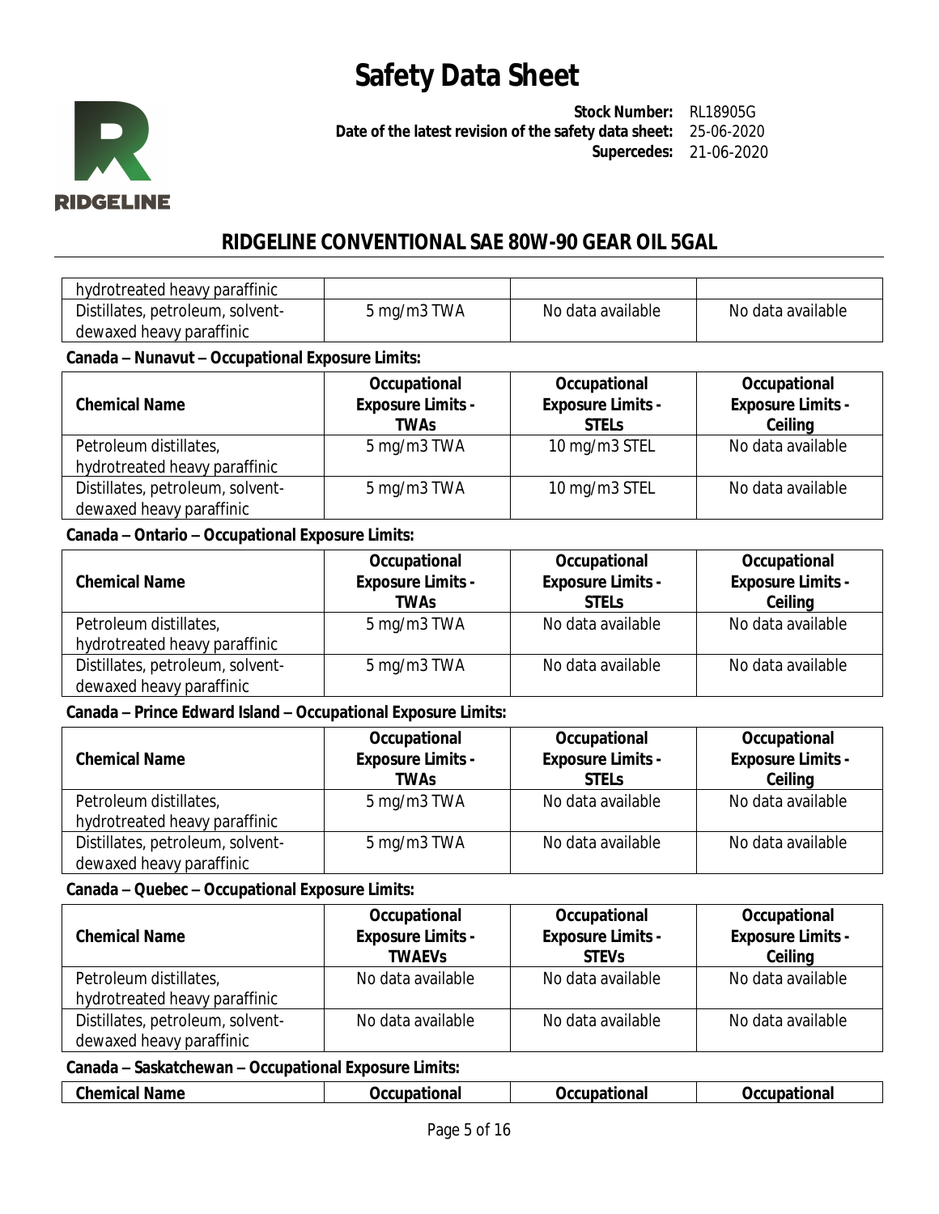| hydrotreated heavy paraffinic | | | |
|---|---|---|---|
| Distillates, petroleum, solvent-dewaxed heavy paraffinic | 5 mg/m3 TWA | No data available | No data available |

**Canada – Nunavut – Occupational Exposure Limits:**

| Chemical Name | Occupational Exposure Limits - TWAs | Occupational Exposure Limits - STELs | Occupational Exposure Limits - Ceiling |
|---|---|---|---|
| Petroleum distillates, hydrotreated heavy paraffinic | 5 mg/m3 TWA | 10 mg/m3 STEL | No data available |
| Distillates, petroleum, solvent-dewaxed heavy paraffinic | 5 mg/m3 TWA | 10 mg/m3 STEL | No data available |

**Canada – Ontario – Occupational Exposure Limits:**

| Chemical Name | Occupational Exposure Limits - TWAs | Occupational Exposure Limits - STELs | Occupational Exposure Limits - Ceiling |
|---|---|---|---|
| Petroleum distillates, hydrotreated heavy paraffinic | 5 mg/m3 TWA | No data available | No data available |
| Distillates, petroleum, solvent-dewaxed heavy paraffinic | 5 mg/m3 TWA | No data available | No data available |

**Canada – Prince Edward Island – Occupational Exposure Limits:**

| Chemical Name | Occupational Exposure Limits - TWAs | Occupational Exposure Limits - STELs | Occupational Exposure Limits - Ceiling |
|---|---|---|---|
| Petroleum distillates, hydrotreated heavy paraffinic | 5 mg/m3 TWA | No data available | No data available |
| Distillates, petroleum, solvent-dewaxed heavy paraffinic | 5 mg/m3 TWA | No data available | No data available |

**Canada – Quebec – Occupational Exposure Limits:**

| Chemical Name | Occupational Exposure Limits - TWAEVs | Occupational Exposure Limits - STEVs | Occupational Exposure Limits - Ceiling |
|---|---|---|---|
| Petroleum distillates, hydrotreated heavy paraffinic | No data available | No data available | No data available |
| Distillates, petroleum, solvent-dewaxed heavy paraffinic | No data available | No data available | No data available |

**Canada – Saskatchewan – Occupational Exposure Limits:**

| Chemical Name | Occupational | Occupational | Occupational |
|---|---|---|---|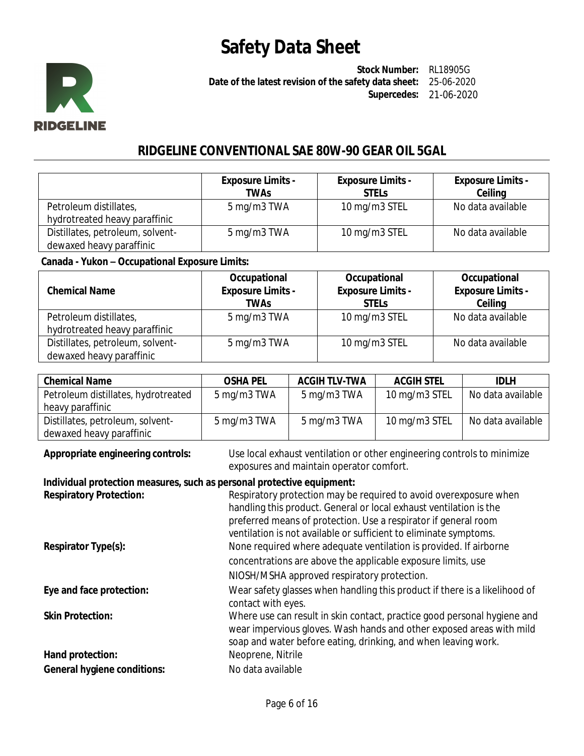# Safety Data Sheet

**Stock Number:** RL18905G
**Date of the latest revision of the safety data sheet:** 25-06-2020
**Supercedes:** 21-06-2020

## RIDGELINE CONVENTIONAL SAE 80W-90 GEAR OIL 5GAL

| | Exposure Limits - TWAs | Exposure Limits - STELs | Exposure Limits - Ceiling |
|---|---|---|---|
| Petroleum distillates, hydrotreated heavy paraffinic | 5 mg/m3 TWA | 10 mg/m3 STEL | No data available |
| Distillates, petroleum, solvent-dewaxed heavy paraffinic | 5 mg/m3 TWA | 10 mg/m3 STEL | No data available |

**Canada - Yukon – Occupational Exposure Limits:**

| Chemical Name | Occupational Exposure Limits - TWAs | Occupational Exposure Limits - STELs | Occupational Exposure Limits - Ceiling |
|---|---|---|---|
| Petroleum distillates, hydrotreated heavy paraffinic | 5 mg/m3 TWA | 10 mg/m3 STEL | No data available |
| Distillates, petroleum, solvent-dewaxed heavy paraffinic | 5 mg/m3 TWA | 10 mg/m3 STEL | No data available |

| Chemical Name | OSHA PEL | ACGIH TLV-TWA | ACGIH STEL | IDLH |
|---|---|---|---|---|
| Petroleum distillates, hydrotreated heavy paraffinic | 5 mg/m3 TWA | 5 mg/m3 TWA | 10 mg/m3 STEL | No data available |
| Distillates, petroleum, solvent-dewaxed heavy paraffinic | 5 mg/m3 TWA | 5 mg/m3 TWA | 10 mg/m3 STEL | No data available |

**Appropriate engineering controls:** Use local exhaust ventilation or other engineering controls to minimize exposures and maintain operator comfort.

**Individual protection measures, such as personal protective equipment:**

**Respiratory Protection:** Respiratory protection may be required to avoid overexposure when handling this product. General or local exhaust ventilation is the preferred means of protection. Use a respirator if general room ventilation is not available or sufficient to eliminate symptoms.

**Respirator Type(s):** None required where adequate ventilation is provided. If airborne concentrations are above the applicable exposure limits, use NIOSH/MSHA approved respiratory protection.

**Eye and face protection:** Wear safety glasses when handling this product if there is a likelihood of contact with eyes.

**Skin Protection:** Where use can result in skin contact, practice good personal hygiene and wear impervious gloves. Wash hands and other exposed areas with mild soap and water before eating, drinking, and when leaving work.

**Hand protection:** Neoprene, Nitrile

**General hygiene conditions:** No data available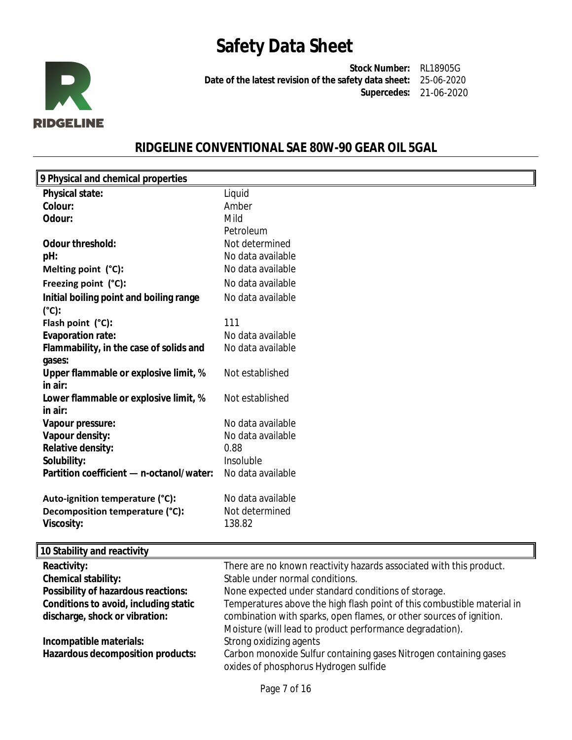# Safety Data Sheet

**Stock Number:** RL18905G
**Date of the latest revision of the safety data sheet:** 25-06-2020
**Supercedes:** 21-06-2020

## RIDGELINE CONVENTIONAL SAE 80W-90 GEAR OIL 5GAL

### 9 Physical and chemical properties

| | |
|---|---|
| **Physical state:** | Liquid |
| **Colour:** | Amber |
| **Odour:** | Mild<br>Petroleum |
| **Odour threshold:** | Not determined |
| **pH:** | No data available |
| **Melting point (°C):** | No data available |
| **Freezing point (°C):** | No data available |
| **Initial boiling point and boiling range (°C):** | No data available |
| **Flash point (°C):** | 111 |
| **Evaporation rate:** | No data available |
| **Flammability, in the case of solids and gases:** | No data available |
| **Upper flammable or explosive limit, % in air:** | Not established |
| **Lower flammable or explosive limit, % in air:** | Not established |
| **Vapour pressure:** | No data available |
| **Vapour density:** | No data available |
| **Relative density:** | 0.88 |
| **Solubility:** | Insoluble |
| **Partition coefficient — n-octanol/water:** | No data available |
| **Auto-ignition temperature (°C):** | No data available |
| **Decomposition temperature (°C):** | Not determined |
| **Viscosity:** | 138.82 |

### 10 Stability and reactivity

| | |
|---|---|
| **Reactivity:** | There are no known reactivity hazards associated with this product. |
| **Chemical stability:** | Stable under normal conditions. |
| **Possibility of hazardous reactions:** | None expected under standard conditions of storage. |
| **Conditions to avoid, including static discharge, shock or vibration:** | Temperatures above the high flash point of this combustible material in combination with sparks, open flames, or other sources of ignition.<br>Moisture (will lead to product performance degradation). |
| **Incompatible materials:** | Strong oxidizing agents |
| **Hazardous decomposition products:** | Carbon monoxide Sulfur containing gases Nitrogen containing gases oxides of phosphorus Hydrogen sulfide |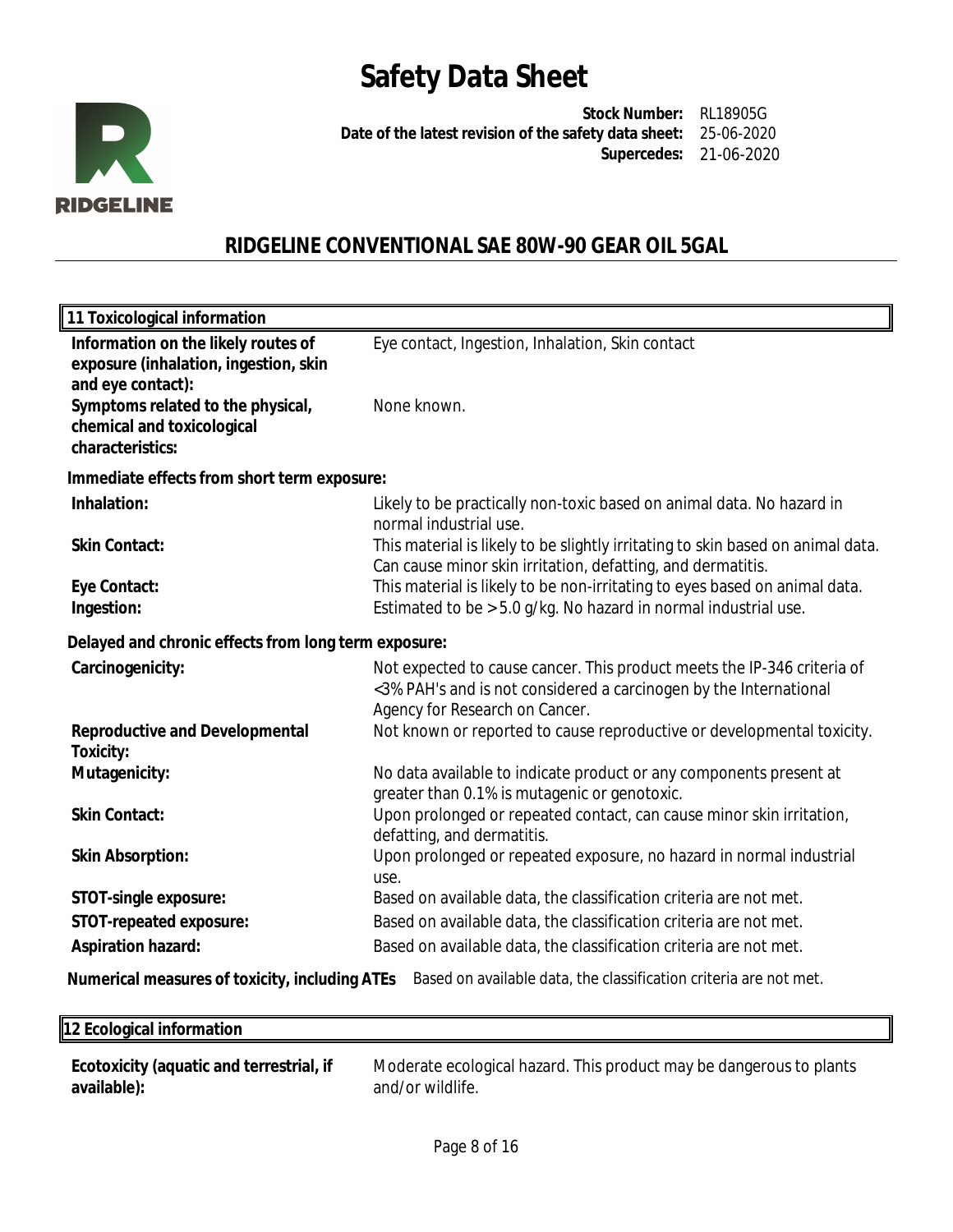## 11 Toxicological information

| | |
|---|---|
| **Information on the likely routes of exposure (inhalation, ingestion, skin and eye contact):** | Eye contact, Ingestion, Inhalation, Skin contact |
| **Symptoms related to the physical, chemical and toxicological characteristics:** | None known. |

**Immediate effects from short term exposure:**

| | |
|---|---|
| **Inhalation:** | Likely to be practically non-toxic based on animal data. No hazard in normal industrial use. |
| **Skin Contact:** | This material is likely to be slightly irritating to skin based on animal data. Can cause minor skin irritation, defatting, and dermatitis. |
| **Eye Contact:** | This material is likely to be non-irritating to eyes based on animal data. |
| **Ingestion:** | Estimated to be > 5.0 g/kg. No hazard in normal industrial use. |

**Delayed and chronic effects from long term exposure:**

| | |
|---|---|
| **Carcinogenicity:** | Not expected to cause cancer. This product meets the IP-346 criteria of <3% PAH's and is not considered a carcinogen by the International Agency for Research on Cancer. |
| **Reproductive and Developmental Toxicity:** | Not known or reported to cause reproductive or developmental toxicity. |
| **Mutagenicity:** | No data available to indicate product or any components present at greater than 0.1% is mutagenic or genotoxic. |
| **Skin Contact:** | Upon prolonged or repeated contact, can cause minor skin irritation, defatting, and dermatitis. |
| **Skin Absorption:** | Upon prolonged or repeated exposure, no hazard in normal industrial use. |
| **STOT-single exposure:** | Based on available data, the classification criteria are not met. |
| **STOT-repeated exposure:** | Based on available data, the classification criteria are not met. |
| **Aspiration hazard:** | Based on available data, the classification criteria are not met. |

**Numerical measures of toxicity, including ATEs** Based on available data, the classification criteria are not met.

## 12 Ecological information

| | |
|---|---|
| **Ecotoxicity (aquatic and terrestrial, if available):** | Moderate ecological hazard. This product may be dangerous to plants and/or wildlife. |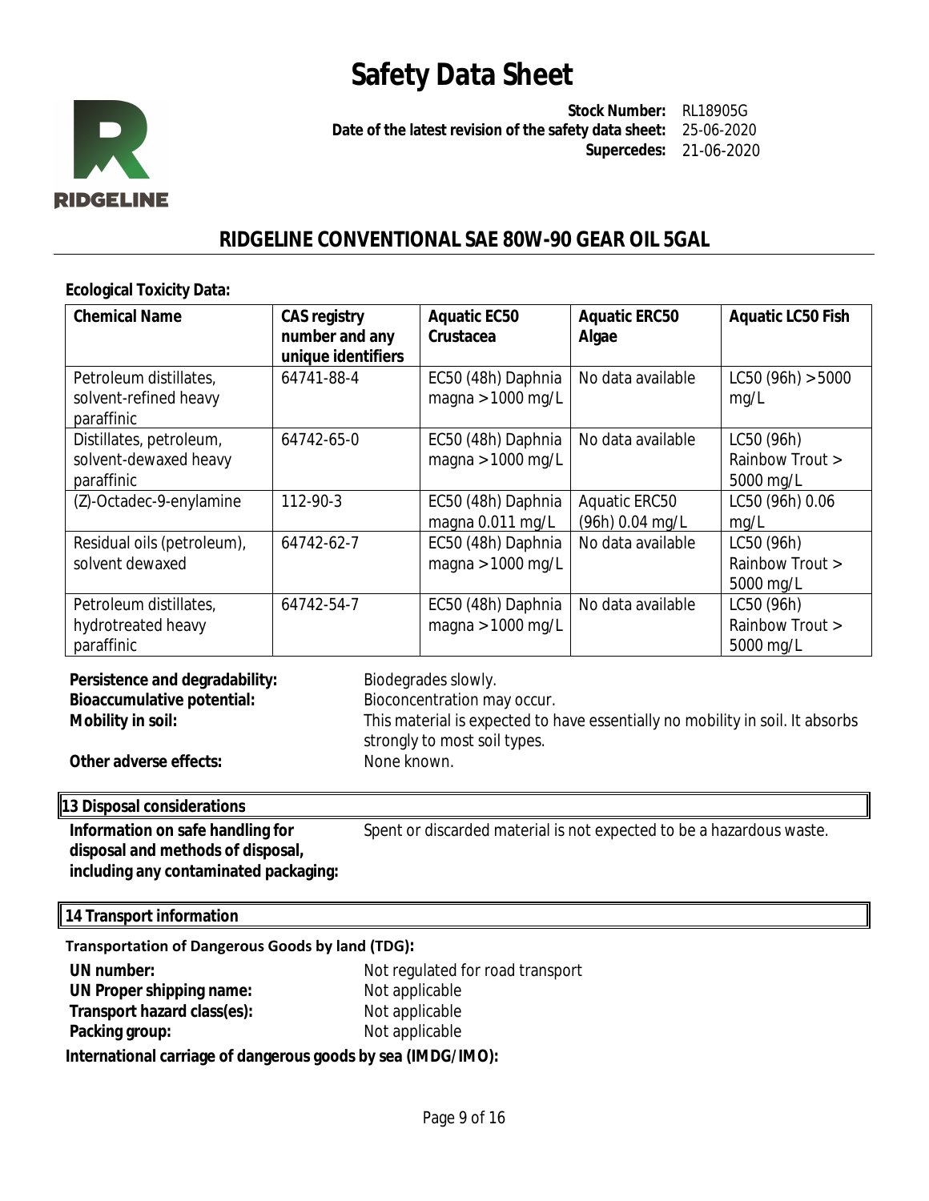**Ecological Toxicity Data:**

| Chemical Name | CAS registry number and any unique identifiers | Aquatic EC50 Crustacea | Aquatic ERC50 Algae | Aquatic LC50 Fish |
|---|---|---|---|---|
| Petroleum distillates, solvent-refined heavy paraffinic | 64741-88-4 | EC50 (48h) Daphnia magna > 1000 mg/L | No data available | LC50 (96h) > 5000 mg/L |
| Distillates, petroleum, solvent-dewaxed heavy paraffinic | 64742-65-0 | EC50 (48h) Daphnia magna > 1000 mg/L | No data available | LC50 (96h) Rainbow Trout > 5000 mg/L |
| (Z)-Octadec-9-enylamine | 112-90-3 | EC50 (48h) Daphnia magna 0.011 mg/L | Aquatic ERC50 (96h) 0.04 mg/L | LC50 (96h) 0.06 mg/L |
| Residual oils (petroleum), solvent dewaxed | 64742-62-7 | EC50 (48h) Daphnia magna > 1000 mg/L | No data available | LC50 (96h) Rainbow Trout > 5000 mg/L |
| Petroleum distillates, hydrotreated heavy paraffinic | 64742-54-7 | EC50 (48h) Daphnia magna > 1000 mg/L | No data available | LC50 (96h) Rainbow Trout > 5000 mg/L |

**Persistence and degradability:** Biodegrades slowly.

**Bioaccumulative potential:** Bioconcentration may occur.

**Mobility in soil:** This material is expected to have essentially no mobility in soil. It absorbs strongly to most soil types.

**Other adverse effects:** None known.

## 13 Disposal considerations

**Information on safe handling for disposal and methods of disposal, including any contaminated packaging:** Spent or discarded material is not expected to be a hazardous waste.

## 14 Transport information

**Transportation of Dangerous Goods by land (TDG):**

**UN number:** Not regulated for road transport

**UN Proper shipping name:** Not applicable

**Transport hazard class(es):** Not applicable

**Packing group:** Not applicable

**International carriage of dangerous goods by sea (IMDG/IMO):**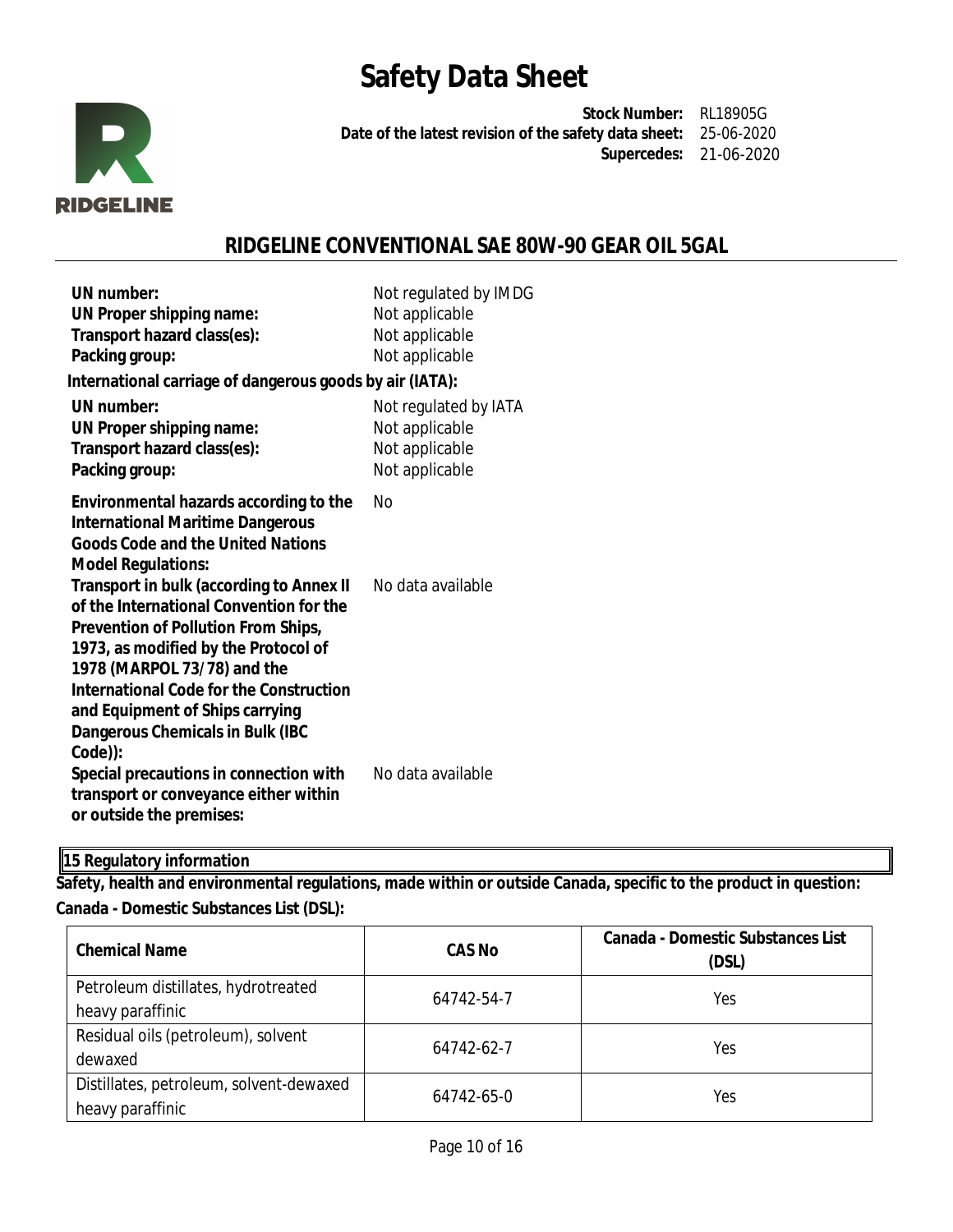| | |
|---|---|
| **UN number:** | Not regulated by IMDG |
| **UN Proper shipping name:** | Not applicable |
| **Transport hazard class(es):** | Not applicable |
| **Packing group:** | Not applicable |

**International carriage of dangerous goods by air (IATA):**

| | |
|---|---|
| **UN number:** | Not regulated by IATA |
| **UN Proper shipping name:** | Not applicable |
| **Transport hazard class(es):** | Not applicable |
| **Packing group:** | Not applicable |

| | |
|---|---|
| **Environmental hazards according to the International Maritime Dangerous Goods Code and the United Nations Model Regulations:** | No |
| **Transport in bulk (according to Annex II of the International Convention for the Prevention of Pollution From Ships, 1973, as modified by the Protocol of 1978 (MARPOL 73/78) and the International Code for the Construction and Equipment of Ships carrying Dangerous Chemicals in Bulk (IBC Code)):** | No data available |
| **Special precautions in connection with transport or conveyance either within or outside the premises:** | No data available |

## 15 Regulatory information

**Safety, health and environmental regulations, made within or outside Canada, specific to the product in question:**

**Canada - Domestic Substances List (DSL):**

| Chemical Name | CAS No | Canada - Domestic Substances List (DSL) |
|---|---|---|
| Petroleum distillates, hydrotreated heavy paraffinic | 64742-54-7 | Yes |
| Residual oils (petroleum), solvent dewaxed | 64742-62-7 | Yes |
| Distillates, petroleum, solvent-dewaxed heavy paraffinic | 64742-65-0 | Yes |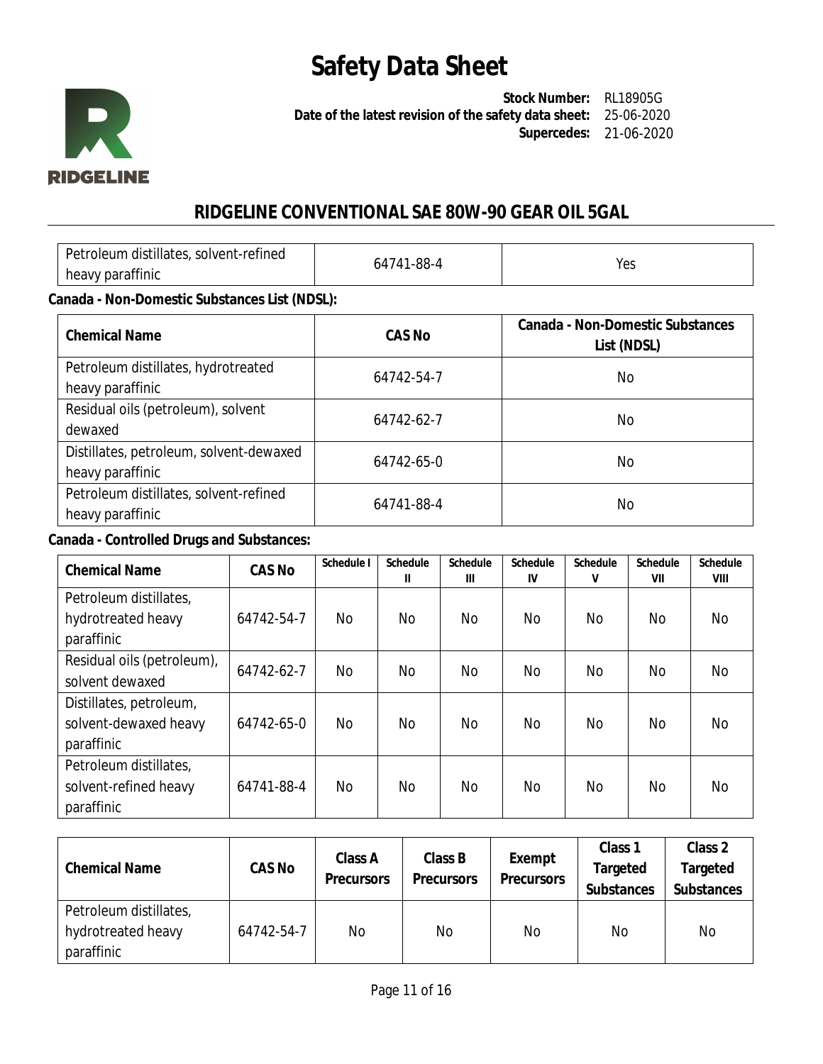| Petroleum distillates, solvent-refined heavy paraffinic | 64741-88-4 | Yes |
|---|---|---|

**Canada - Non-Domestic Substances List (NDSL):**

| Chemical Name | CAS No | Canada - Non-Domestic Substances List (NDSL) |
|---|---|---|
| Petroleum distillates, hydrotreated heavy paraffinic | 64742-54-7 | No |
| Residual oils (petroleum), solvent dewaxed | 64742-62-7 | No |
| Distillates, petroleum, solvent-dewaxed heavy paraffinic | 64742-65-0 | No |
| Petroleum distillates, solvent-refined heavy paraffinic | 64741-88-4 | No |

**Canada - Controlled Drugs and Substances:**

| Chemical Name | CAS No | Schedule I | Schedule II | Schedule III | Schedule IV | Schedule V | Schedule VII | Schedule VIII |
|---|---|---|---|---|---|---|---|---|
| Petroleum distillates, hydrotreated heavy paraffinic | 64742-54-7 | No | No | No | No | No | No | No |
| Residual oils (petroleum), solvent dewaxed | 64742-62-7 | No | No | No | No | No | No | No |
| Distillates, petroleum, solvent-dewaxed heavy paraffinic | 64742-65-0 | No | No | No | No | No | No | No |
| Petroleum distillates, solvent-refined heavy paraffinic | 64741-88-4 | No | No | No | No | No | No | No |

| Chemical Name | CAS No | Class A Precursors | Class B Precursors | Exempt Precursors | Class 1 Targeted Substances | Class 2 Targeted Substances |
|---|---|---|---|---|---|---|
| Petroleum distillates, hydrotreated heavy paraffinic | 64742-54-7 | No | No | No | No | No |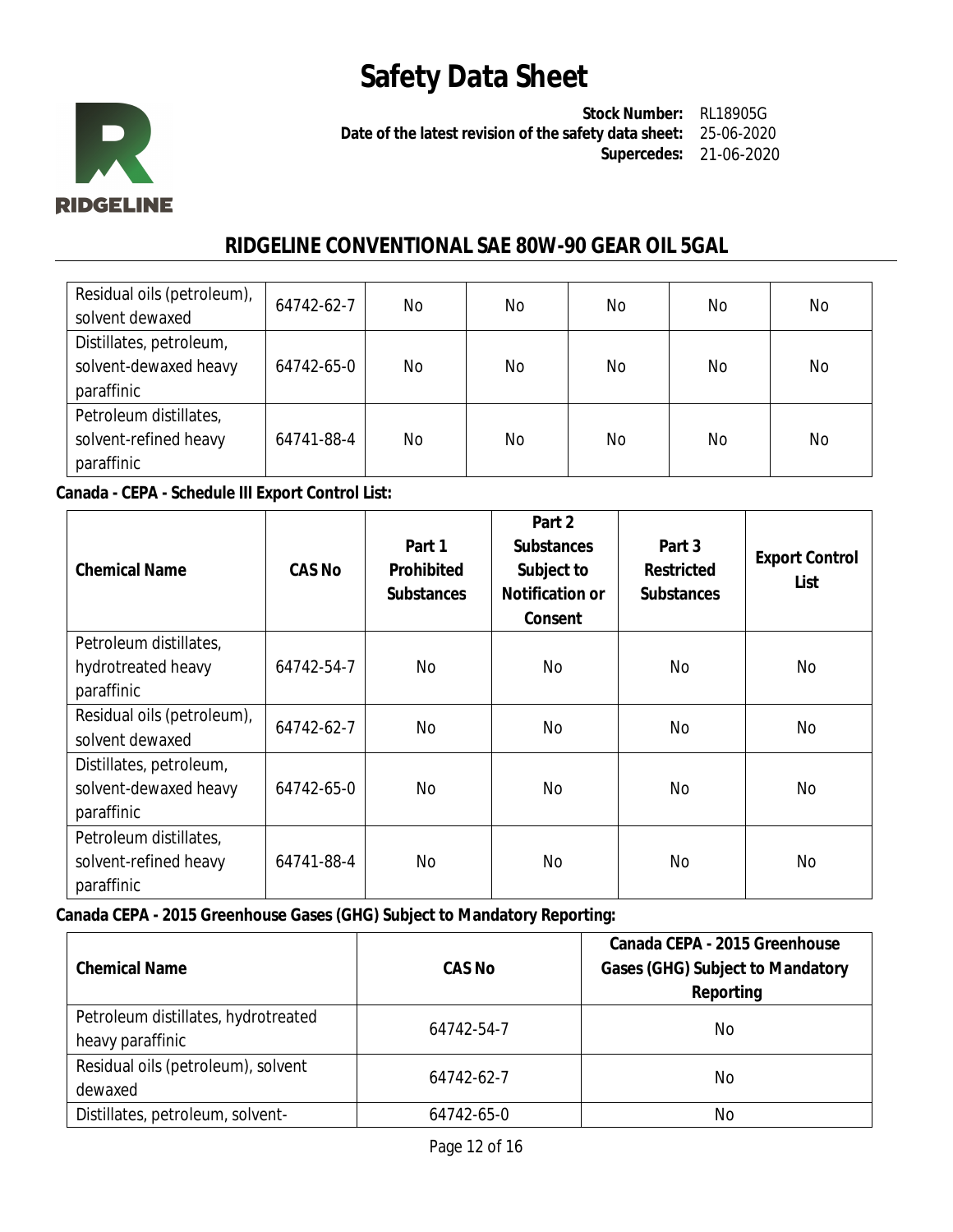| Residual oils (petroleum), solvent dewaxed | 64742-62-7 | No | No | No | No | No |
|---|---|---|---|---|---|---|
| Distillates, petroleum, solvent-dewaxed heavy paraffinic | 64742-65-0 | No | No | No | No | No |
| Petroleum distillates, solvent-refined heavy paraffinic | 64741-88-4 | No | No | No | No | No |

**Canada - CEPA - Schedule III Export Control List:**

| Chemical Name | CAS No | Part 1 Prohibited Substances | Part 2 Substances Subject to Notification or Consent | Part 3 Restricted Substances | Export Control List |
|---|---|---|---|---|---|
| Petroleum distillates, hydrotreated heavy paraffinic | 64742-54-7 | No | No | No | No |
| Residual oils (petroleum), solvent dewaxed | 64742-62-7 | No | No | No | No |
| Distillates, petroleum, solvent-dewaxed heavy paraffinic | 64742-65-0 | No | No | No | No |
| Petroleum distillates, solvent-refined heavy paraffinic | 64741-88-4 | No | No | No | No |

**Canada CEPA - 2015 Greenhouse Gases (GHG) Subject to Mandatory Reporting:**

| Chemical Name | CAS No | Canada CEPA - 2015 Greenhouse Gases (GHG) Subject to Mandatory Reporting |
|---|---|---|
| Petroleum distillates, hydrotreated heavy paraffinic | 64742-54-7 | No |
| Residual oils (petroleum), solvent dewaxed | 64742-62-7 | No |
| Distillates, petroleum, solvent- | 64742-65-0 | No |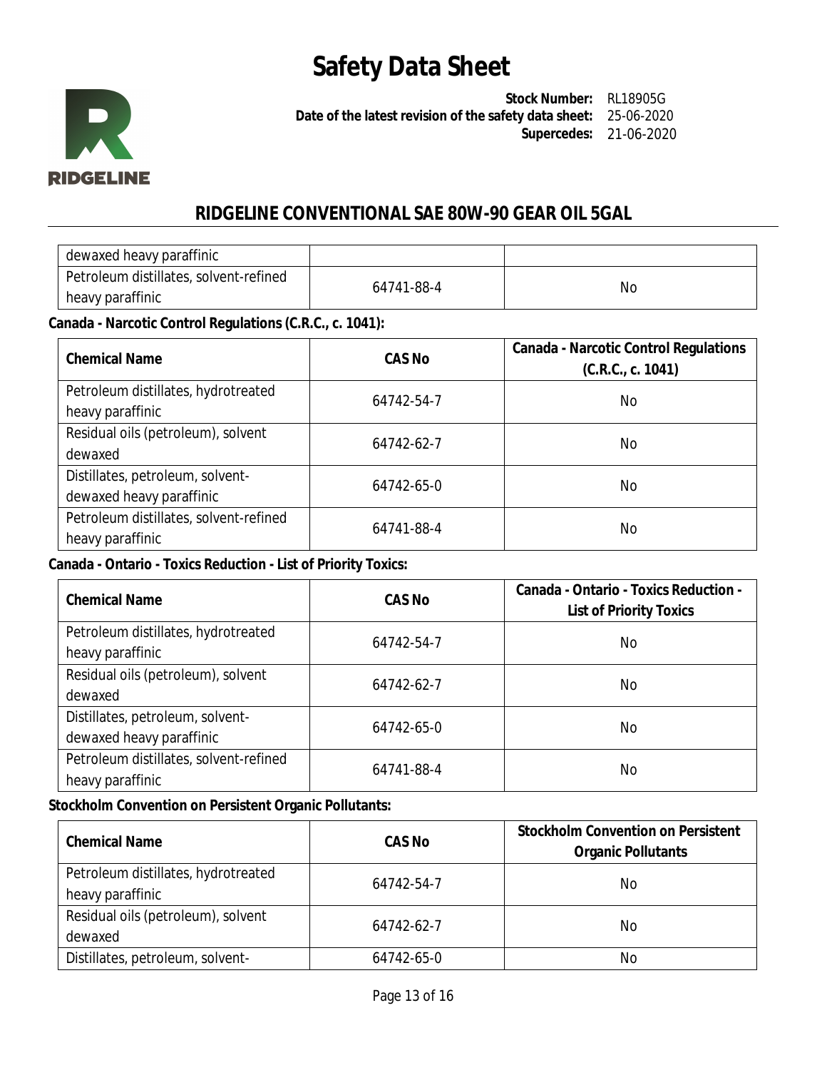| dewaxed heavy paraffinic | | |
| --- | --- | --- |
| Petroleum distillates, solvent-refined heavy paraffinic | 64741-88-4 | No |

**Canada - Narcotic Control Regulations (C.R.C., c. 1041):**

| Chemical Name | CAS No | Canada - Narcotic Control Regulations (C.R.C., c. 1041) |
| --- | --- | --- |
| Petroleum distillates, hydrotreated heavy paraffinic | 64742-54-7 | No |
| Residual oils (petroleum), solvent dewaxed | 64742-62-7 | No |
| Distillates, petroleum, solvent-dewaxed heavy paraffinic | 64742-65-0 | No |
| Petroleum distillates, solvent-refined heavy paraffinic | 64741-88-4 | No |

**Canada - Ontario - Toxics Reduction - List of Priority Toxics:**

| Chemical Name | CAS No | Canada - Ontario - Toxics Reduction - List of Priority Toxics |
| --- | --- | --- |
| Petroleum distillates, hydrotreated heavy paraffinic | 64742-54-7 | No |
| Residual oils (petroleum), solvent dewaxed | 64742-62-7 | No |
| Distillates, petroleum, solvent-dewaxed heavy paraffinic | 64742-65-0 | No |
| Petroleum distillates, solvent-refined heavy paraffinic | 64741-88-4 | No |

**Stockholm Convention on Persistent Organic Pollutants:**

| Chemical Name | CAS No | Stockholm Convention on Persistent Organic Pollutants |
| --- | --- | --- |
| Petroleum distillates, hydrotreated heavy paraffinic | 64742-54-7 | No |
| Residual oils (petroleum), solvent dewaxed | 64742-62-7 | No |
| Distillates, petroleum, solvent- | 64742-65-0 | No |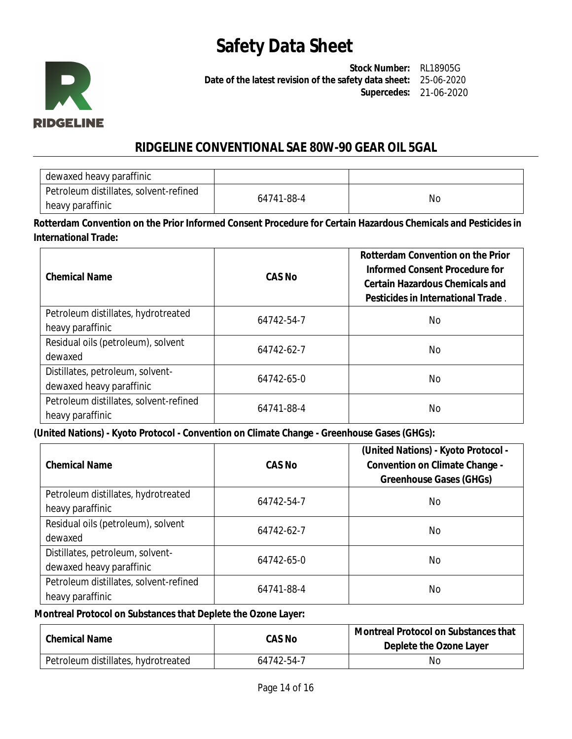| dewaxed heavy paraffinic | | |
|---|---|---|
| Petroleum distillates, solvent-refined heavy paraffinic | 64741-88-4 | No |

**Rotterdam Convention on the Prior Informed Consent Procedure for Certain Hazardous Chemicals and Pesticides in International Trade:**

| Chemical Name | CAS No | Rotterdam Convention on the Prior Informed Consent Procedure for Certain Hazardous Chemicals and Pesticides in International Trade . |
|---|---|---|
| Petroleum distillates, hydrotreated heavy paraffinic | 64742-54-7 | No |
| Residual oils (petroleum), solvent dewaxed | 64742-62-7 | No |
| Distillates, petroleum, solvent-dewaxed heavy paraffinic | 64742-65-0 | No |
| Petroleum distillates, solvent-refined heavy paraffinic | 64741-88-4 | No |

**(United Nations) - Kyoto Protocol - Convention on Climate Change - Greenhouse Gases (GHGs):**

| Chemical Name | CAS No | (United Nations) - Kyoto Protocol - Convention on Climate Change - Greenhouse Gases (GHGs) |
|---|---|---|
| Petroleum distillates, hydrotreated heavy paraffinic | 64742-54-7 | No |
| Residual oils (petroleum), solvent dewaxed | 64742-62-7 | No |
| Distillates, petroleum, solvent-dewaxed heavy paraffinic | 64742-65-0 | No |
| Petroleum distillates, solvent-refined heavy paraffinic | 64741-88-4 | No |

**Montreal Protocol on Substances that Deplete the Ozone Layer:**

| Chemical Name | CAS No | Montreal Protocol on Substances that Deplete the Ozone Layer |
|---|---|---|
| Petroleum distillates, hydrotreated | 64742-54-7 | No |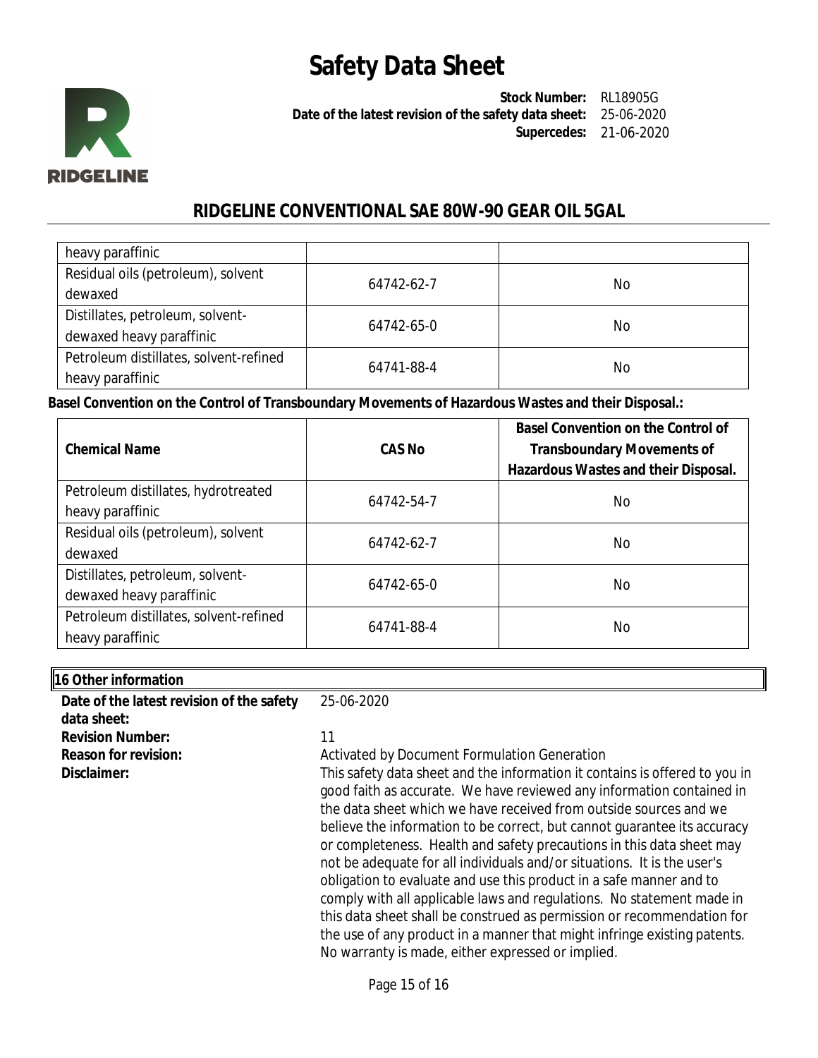| | | |
|---|---|---|
| heavy paraffinic | | |
| Residual oils (petroleum), solvent dewaxed | 64742-62-7 | No |
| Distillates, petroleum, solvent-dewaxed heavy paraffinic | 64742-65-0 | No |
| Petroleum distillates, solvent-refined heavy paraffinic | 64741-88-4 | No |

**Basel Convention on the Control of Transboundary Movements of Hazardous Wastes and their Disposal.:**

| Chemical Name | CAS No | Basel Convention on the Control of Transboundary Movements of Hazardous Wastes and their Disposal. |
|---|---|---|
| Petroleum distillates, hydrotreated heavy paraffinic | 64742-54-7 | No |
| Residual oils (petroleum), solvent dewaxed | 64742-62-7 | No |
| Distillates, petroleum, solvent-dewaxed heavy paraffinic | 64742-65-0 | No |
| Petroleum distillates, solvent-refined heavy paraffinic | 64741-88-4 | No |

## 16 Other information

**Date of the latest revision of the safety data sheet:** 25-06-2020

**Revision Number:** 11

**Reason for revision:** Activated by Document Formulation Generation

**Disclaimer:** This safety data sheet and the information it contains is offered to you in good faith as accurate. We have reviewed any information contained in the data sheet which we have received from outside sources and we believe the information to be correct, but cannot guarantee its accuracy or completeness. Health and safety precautions in this data sheet may not be adequate for all individuals and/or situations. It is the user's obligation to evaluate and use this product in a safe manner and to comply with all applicable laws and regulations. No statement made in this data sheet shall be construed as permission or recommendation for the use of any product in a manner that might infringe existing patents. No warranty is made, either expressed or implied.